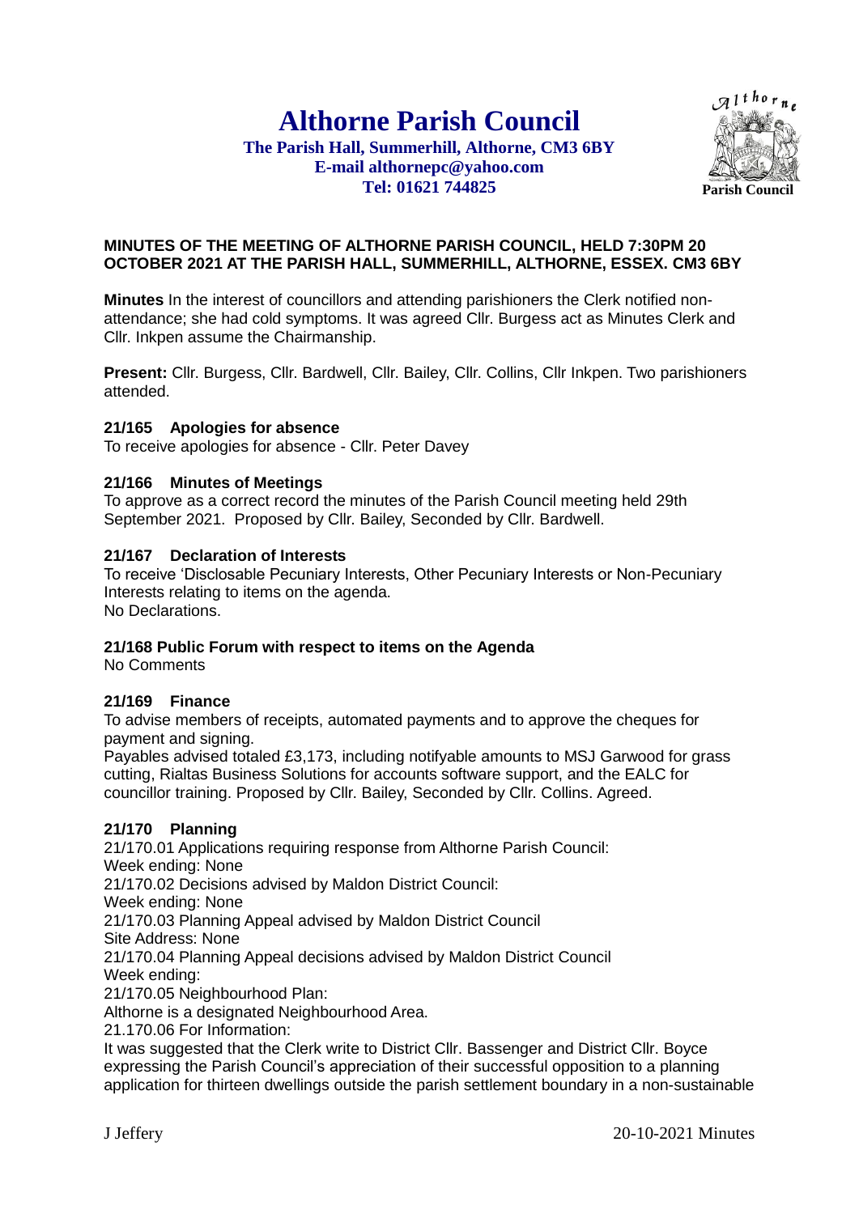# Althorne Parish Council

**The Parish Hall, Summerhill, Althorne, CM3 6BY**
**E-mail althornepc@yahoo.com**
**Tel: 01621 744825**

**MINUTES OF THE MEETING OF ALTHORNE PARISH COUNCIL, HELD 7:30PM 20 OCTOBER 2021 AT THE PARISH HALL, SUMMERHILL, ALTHORNE, ESSEX. CM3 6BY**

**Minutes** In the interest of councillors and attending parishioners the Clerk notified non-attendance; she had cold symptoms. It was agreed Cllr. Burgess act as Minutes Clerk and Cllr. Inkpen assume the Chairmanship.

**Present:** Cllr. Burgess, Cllr. Bardwell, Cllr. Bailey, Cllr. Collins, Cllr Inkpen. Two parishioners attended.

### 21/165 Apologies for absence

To receive apologies for absence - Cllr. Peter Davey

### 21/166 Minutes of Meetings

To approve as a correct record the minutes of the Parish Council meeting held 29th September 2021. Proposed by Cllr. Bailey, Seconded by Cllr. Bardwell.

### 21/167 Declaration of Interests

To receive 'Disclosable Pecuniary Interests, Other Pecuniary Interests or Non-Pecuniary Interests relating to items on the agenda.
No Declarations.

### 21/168 Public Forum with respect to items on the Agenda

No Comments

### 21/169 Finance

To advise members of receipts, automated payments and to approve the cheques for payment and signing.
Payables advised totaled £3,173, including notifyable amounts to MSJ Garwood for grass cutting, Rialtas Business Solutions for accounts software support, and the EALC for councillor training. Proposed by Cllr. Bailey, Seconded by Cllr. Collins. Agreed.

### 21/170 Planning

21/170.01 Applications requiring response from Althorne Parish Council:
Week ending: None
21/170.02 Decisions advised by Maldon District Council:
Week ending: None
21/170.03 Planning Appeal advised by Maldon District Council
Site Address: None
21/170.04 Planning Appeal decisions advised by Maldon District Council
Week ending:
21/170.05 Neighbourhood Plan:
Althorne is a designated Neighbourhood Area.
21.170.06 For Information:
It was suggested that the Clerk write to District Cllr. Bassenger and District Cllr. Boyce expressing the Parish Council's appreciation of their successful opposition to a planning application for thirteen dwellings outside the parish settlement boundary in a non-sustainable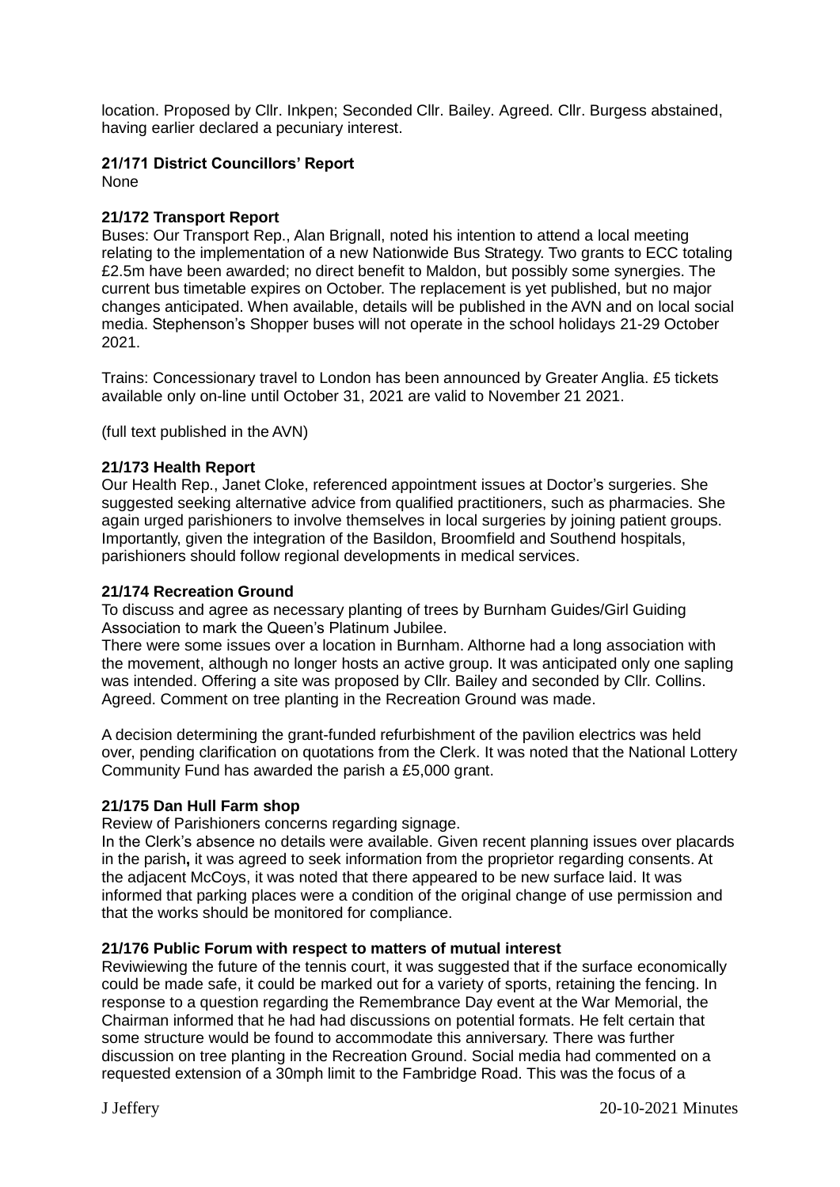location. Proposed by Cllr. Inkpen; Seconded Cllr. Bailey. Agreed. Cllr. Burgess abstained, having earlier declared a pecuniary interest.

**21/171 District Councillors' Report**
None

**21/172 Transport Report**
Buses: Our Transport Rep., Alan Brignall, noted his intention to attend a local meeting relating to the implementation of a new Nationwide Bus Strategy. Two grants to ECC totaling £2.5m have been awarded; no direct benefit to Maldon, but possibly some synergies. The current bus timetable expires on October. The replacement is yet published, but no major changes anticipated. When available, details will be published in the AVN and on local social media. Stephenson's Shopper buses will not operate in the school holidays 21-29 October 2021.

Trains: Concessionary travel to London has been announced by Greater Anglia. £5 tickets available only on-line until October 31, 2021 are valid to November 21 2021.

(full text published in the AVN)

**21/173 Health Report**
Our Health Rep., Janet Cloke, referenced appointment issues at Doctor's surgeries. She suggested seeking alternative advice from qualified practitioners, such as pharmacies. She again urged parishioners to involve themselves in local surgeries by joining patient groups. Importantly, given the integration of the Basildon, Broomfield and Southend hospitals, parishioners should follow regional developments in medical services.

**21/174 Recreation Ground**
To discuss and agree as necessary planting of trees by Burnham Guides/Girl Guiding Association to mark the Queen's Platinum Jubilee.
There were some issues over a location in Burnham. Althorne had a long association with the movement, although no longer hosts an active group. It was anticipated only one sapling was intended. Offering a site was proposed by Cllr. Bailey and seconded by Cllr. Collins. Agreed. Comment on tree planting in the Recreation Ground was made.

A decision determining the grant-funded refurbishment of the pavilion electrics was held over, pending clarification on quotations from the Clerk. It was noted that the National Lottery Community Fund has awarded the parish a £5,000 grant.

**21/175 Dan Hull Farm shop**
Review of Parishioners concerns regarding signage.
In the Clerk's absence no details were available. Given recent planning issues over placards in the parish**,** it was agreed to seek information from the proprietor regarding consents. At the adjacent McCoys, it was noted that there appeared to be new surface laid. It was informed that parking places were a condition of the original change of use permission and that the works should be monitored for compliance.

**21/176 Public Forum with respect to matters of mutual interest**
Reviwiewing the future of the tennis court, it was suggested that if the surface economically could be made safe, it could be marked out for a variety of sports, retaining the fencing. In response to a question regarding the Remembrance Day event at the War Memorial, the Chairman informed that he had had discussions on potential formats. He felt certain that some structure would be found to accommodate this anniversary. There was further discussion on tree planting in the Recreation Ground. Social media had commented on a requested extension of a 30mph limit to the Fambridge Road. This was the focus of a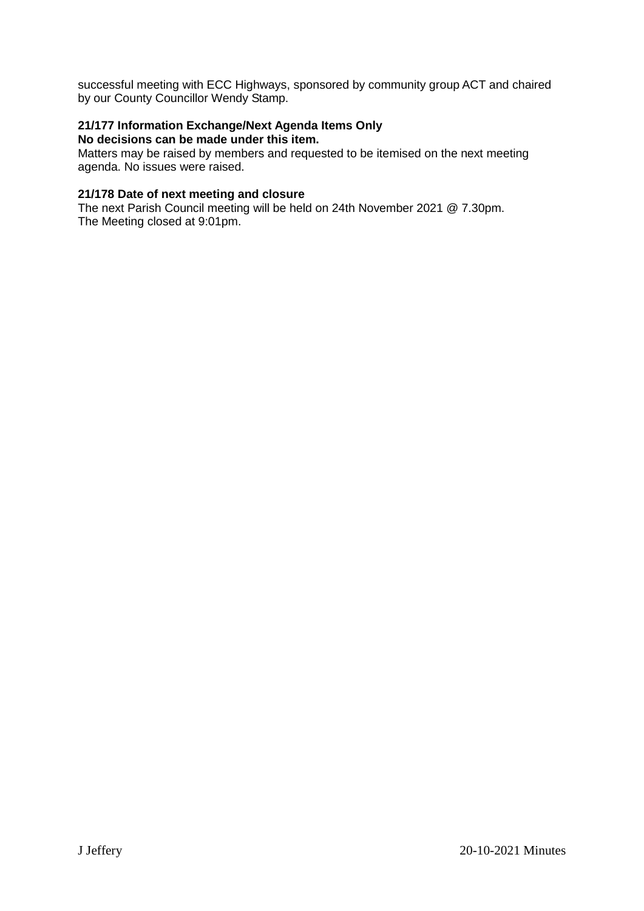successful meeting with ECC Highways, sponsored by community group ACT and chaired by our County Councillor Wendy Stamp.

**21/177 Information Exchange/Next Agenda Items Only**
**No decisions can be made under this item.**
Matters may be raised by members and requested to be itemised on the next meeting agenda. No issues were raised.

**21/178 Date of next meeting and closure**
The next Parish Council meeting will be held on 24th November 2021 @ 7.30pm.
The Meeting closed at 9:01pm.